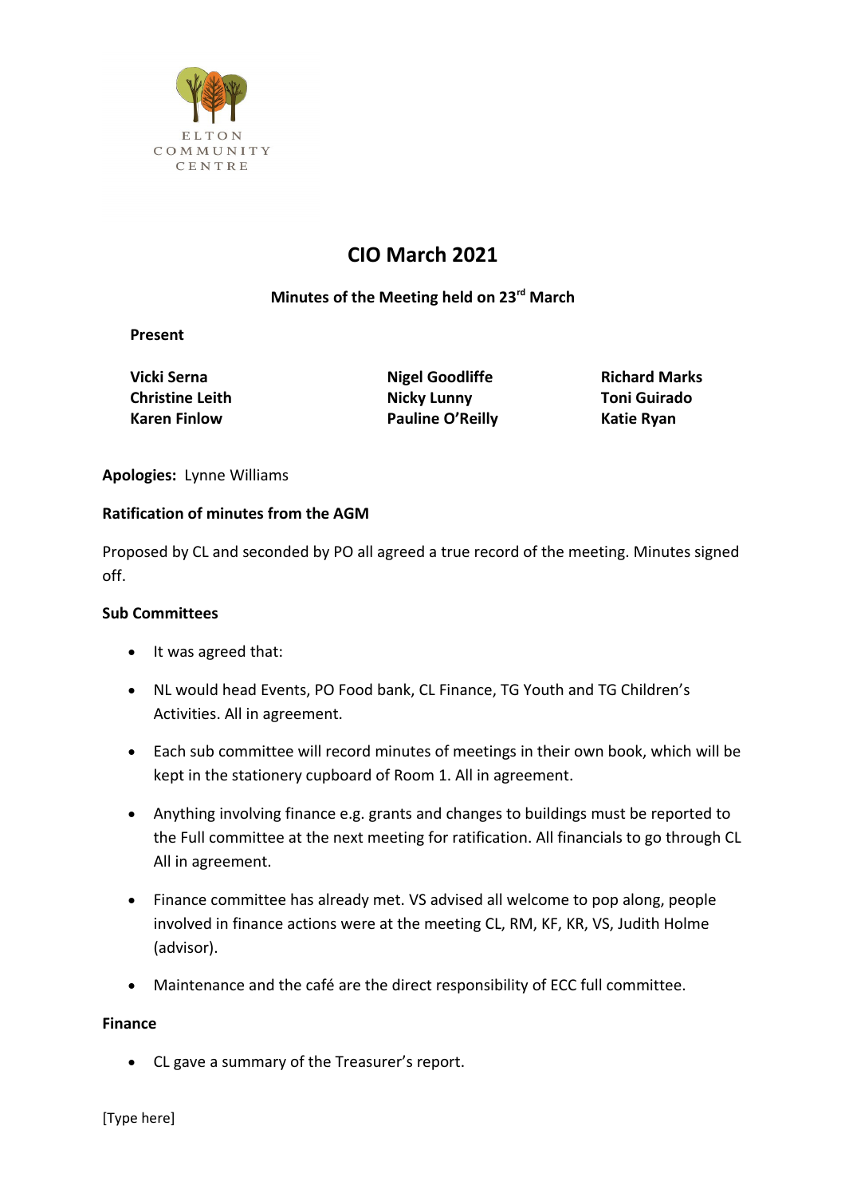ELTON COMMUNITY CENTRE

# CIO March 2021

## Minutes of the Meeting held on 23rd March

**Present**

| | | |
|---|---|---|
| **Vicki Serna** | **Nigel Goodliffe** | **Richard Marks** |
| **Christine Leith** | **Nicky Lunny** | **Toni Guirado** |
| **Karen Finlow** | **Pauline O'Reilly** | **Katie Ryan** |

**Apologies:** Lynne Williams

**Ratification of minutes from the AGM**

Proposed by CL and seconded by PO all agreed a true record of the meeting. Minutes signed off.

**Sub Committees**

- It was agreed that:
- NL would head Events, PO Food bank, CL Finance, TG Youth and TG Children's Activities. All in agreement.
- Each sub committee will record minutes of meetings in their own book, which will be kept in the stationery cupboard of Room 1. All in agreement.
- Anything involving finance e.g. grants and changes to buildings must be reported to the Full committee at the next meeting for ratification. All financials to go through CL All in agreement.
- Finance committee has already met. VS advised all welcome to pop along, people involved in finance actions were at the meeting CL, RM, KF, KR, VS, Judith Holme (advisor).
- Maintenance and the café are the direct responsibility of ECC full committee.

**Finance**

- CL gave a summary of the Treasurer's report.

[Type here]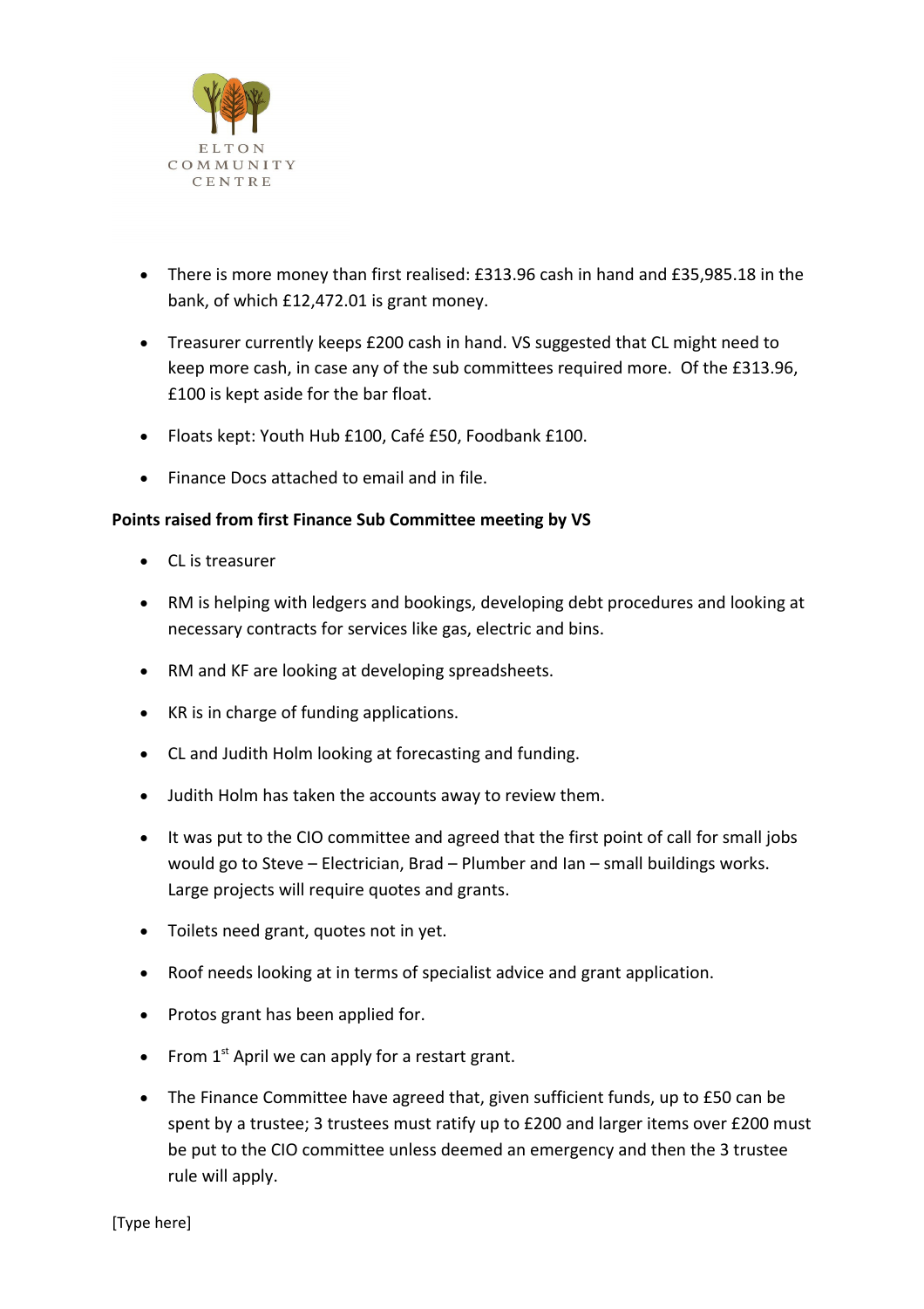- There is more money than first realised: £313.96 cash in hand and £35,985.18 in the bank, of which £12,472.01 is grant money.
- Treasurer currently keeps £200 cash in hand. VS suggested that CL might need to keep more cash, in case any of the sub committees required more. Of the £313.96, £100 is kept aside for the bar float.
- Floats kept: Youth Hub £100, Café £50, Foodbank £100.
- Finance Docs attached to email and in file.

**Points raised from first Finance Sub Committee meeting by VS**

- CL is treasurer
- RM is helping with ledgers and bookings, developing debt procedures and looking at necessary contracts for services like gas, electric and bins.
- RM and KF are looking at developing spreadsheets.
- KR is in charge of funding applications.
- CL and Judith Holm looking at forecasting and funding.
- Judith Holm has taken the accounts away to review them.
- It was put to the CIO committee and agreed that the first point of call for small jobs would go to Steve – Electrician, Brad – Plumber and Ian – small buildings works. Large projects will require quotes and grants.
- Toilets need grant, quotes not in yet.
- Roof needs looking at in terms of specialist advice and grant application.
- Protos grant has been applied for.
- From 1st April we can apply for a restart grant.
- The Finance Committee have agreed that, given sufficient funds, up to £50 can be spent by a trustee; 3 trustees must ratify up to £200 and larger items over £200 must be put to the CIO committee unless deemed an emergency and then the 3 trustee rule will apply.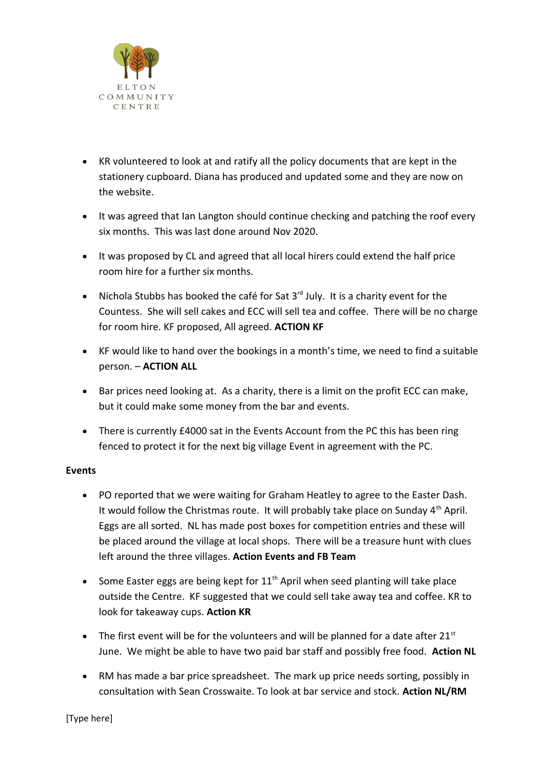- KR volunteered to look at and ratify all the policy documents that are kept in the stationery cupboard. Diana has produced and updated some and they are now on the website.
- It was agreed that Ian Langton should continue checking and patching the roof every six months. This was last done around Nov 2020.
- It was proposed by CL and agreed that all local hirers could extend the half price room hire for a further six months.
- Nichola Stubbs has booked the café for Sat 3rd July. It is a charity event for the Countess. She will sell cakes and ECC will sell tea and coffee. There will be no charge for room hire. KF proposed, All agreed. **ACTION KF**
- KF would like to hand over the bookings in a month's time, we need to find a suitable person. – **ACTION ALL**
- Bar prices need looking at. As a charity, there is a limit on the profit ECC can make, but it could make some money from the bar and events.
- There is currently £4000 sat in the Events Account from the PC this has been ring fenced to protect it for the next big village Event in agreement with the PC.

**Events**

- PO reported that we were waiting for Graham Heatley to agree to the Easter Dash. It would follow the Christmas route. It will probably take place on Sunday 4th April. Eggs are all sorted. NL has made post boxes for competition entries and these will be placed around the village at local shops. There will be a treasure hunt with clues left around the three villages. **Action Events and FB Team**
- Some Easter eggs are being kept for 11th April when seed planting will take place outside the Centre. KF suggested that we could sell take away tea and coffee. KR to look for takeaway cups. **Action KR**
- The first event will be for the volunteers and will be planned for a date after 21st June. We might be able to have two paid bar staff and possibly free food. **Action NL**
- RM has made a bar price spreadsheet. The mark up price needs sorting, possibly in consultation with Sean Crosswaite. To look at bar service and stock. **Action NL/RM**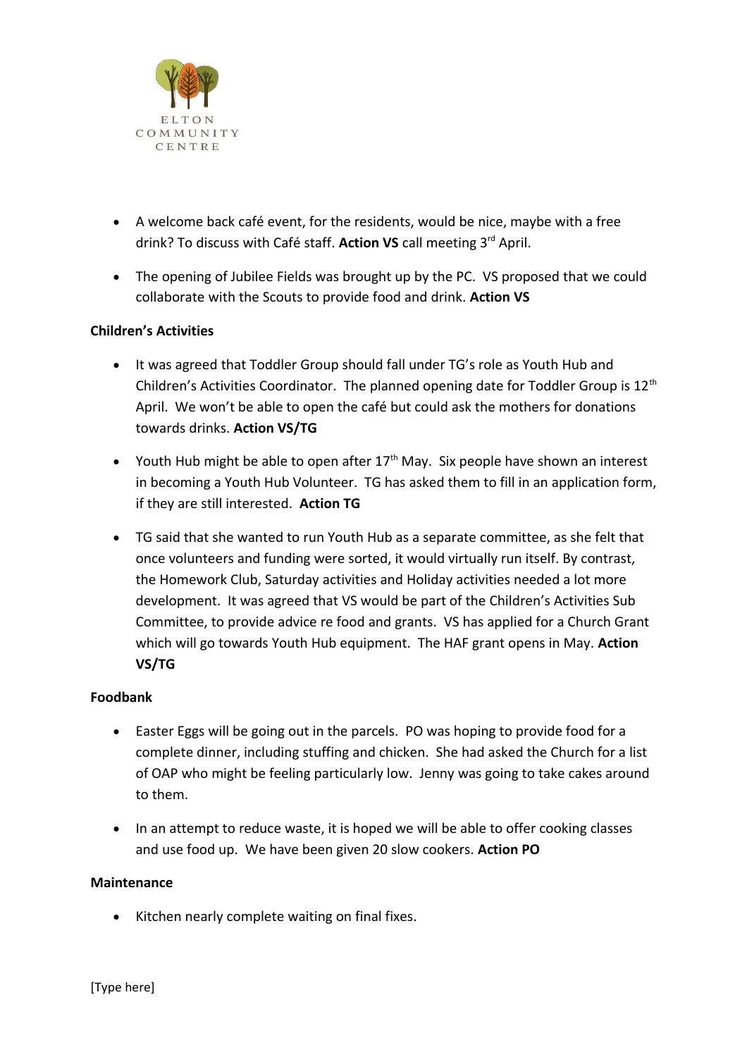- A welcome back café event, for the residents, would be nice, maybe with a free drink? To discuss with Café staff. **Action VS** call meeting 3rd April.
- The opening of Jubilee Fields was brought up by the PC. VS proposed that we could collaborate with the Scouts to provide food and drink. **Action VS**

**Children's Activities**

- It was agreed that Toddler Group should fall under TG's role as Youth Hub and Children's Activities Coordinator. The planned opening date for Toddler Group is 12th April. We won't be able to open the café but could ask the mothers for donations towards drinks. **Action VS/TG**
- Youth Hub might be able to open after 17th May. Six people have shown an interest in becoming a Youth Hub Volunteer. TG has asked them to fill in an application form, if they are still interested. **Action TG**
- TG said that she wanted to run Youth Hub as a separate committee, as she felt that once volunteers and funding were sorted, it would virtually run itself. By contrast, the Homework Club, Saturday activities and Holiday activities needed a lot more development. It was agreed that VS would be part of the Children's Activities Sub Committee, to provide advice re food and grants. VS has applied for a Church Grant which will go towards Youth Hub equipment. The HAF grant opens in May. **Action VS/TG**

**Foodbank**

- Easter Eggs will be going out in the parcels. PO was hoping to provide food for a complete dinner, including stuffing and chicken. She had asked the Church for a list of OAP who might be feeling particularly low. Jenny was going to take cakes around to them.
- In an attempt to reduce waste, it is hoped we will be able to offer cooking classes and use food up. We have been given 20 slow cookers. **Action PO**

**Maintenance**

- Kitchen nearly complete waiting on final fixes.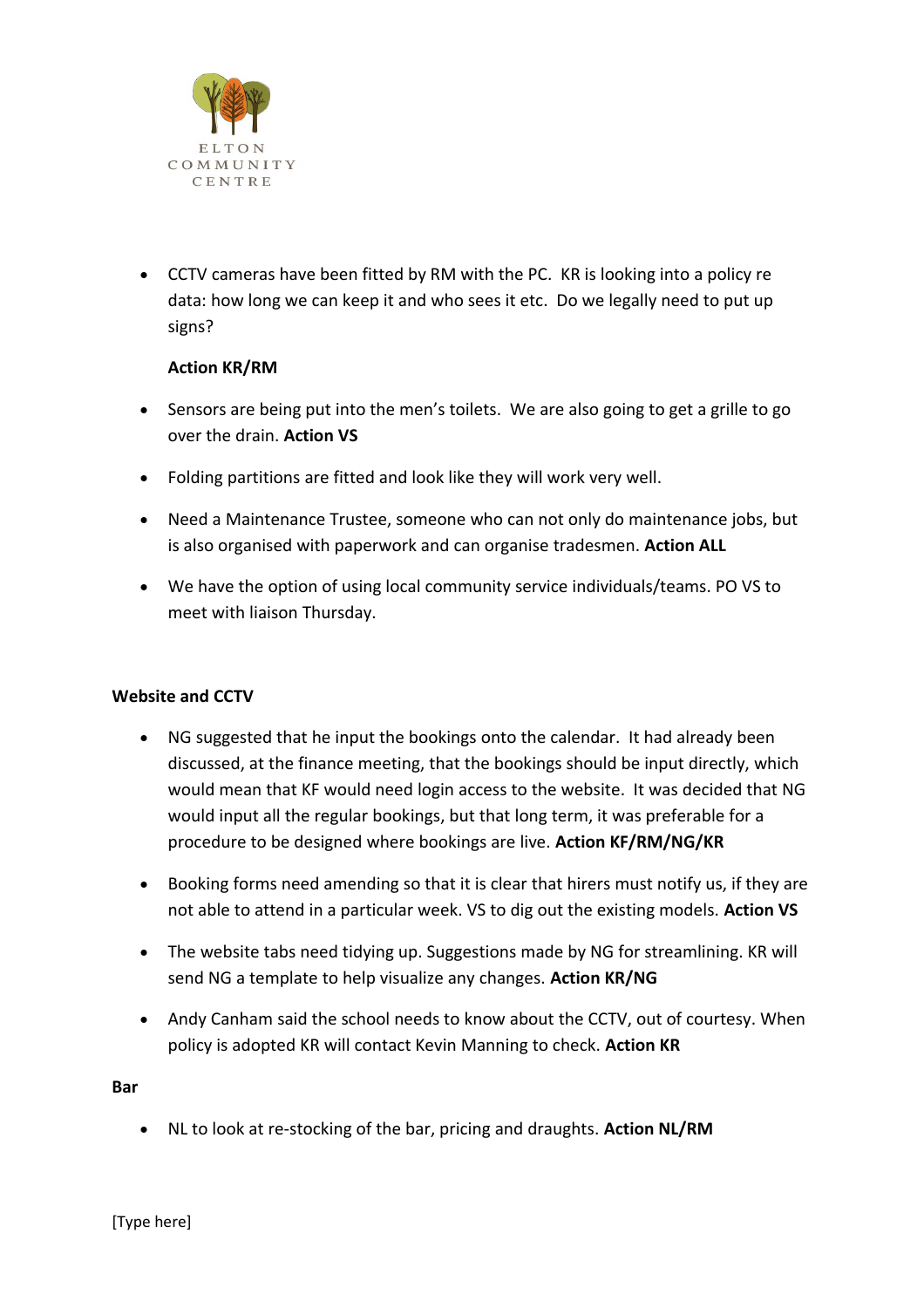- CCTV cameras have been fitted by RM with the PC. KR is looking into a policy re data: how long we can keep it and who sees it etc. Do we legally need to put up signs?

  **Action KR/RM**

- Sensors are being put into the men's toilets. We are also going to get a grille to go over the drain. **Action VS**

- Folding partitions are fitted and look like they will work very well.

- Need a Maintenance Trustee, someone who can not only do maintenance jobs, but is also organised with paperwork and can organise tradesmen. **Action ALL**

- We have the option of using local community service individuals/teams. PO VS to meet with liaison Thursday.

**Website and CCTV**

- NG suggested that he input the bookings onto the calendar. It had already been discussed, at the finance meeting, that the bookings should be input directly, which would mean that KF would need login access to the website. It was decided that NG would input all the regular bookings, but that long term, it was preferable for a procedure to be designed where bookings are live. **Action KF/RM/NG/KR**

- Booking forms need amending so that it is clear that hirers must notify us, if they are not able to attend in a particular week. VS to dig out the existing models. **Action VS**

- The website tabs need tidying up. Suggestions made by NG for streamlining. KR will send NG a template to help visualize any changes. **Action KR/NG**

- Andy Canham said the school needs to know about the CCTV, out of courtesy. When policy is adopted KR will contact Kevin Manning to check. **Action KR**

**Bar**

- NL to look at re-stocking of the bar, pricing and draughts. **Action NL/RM**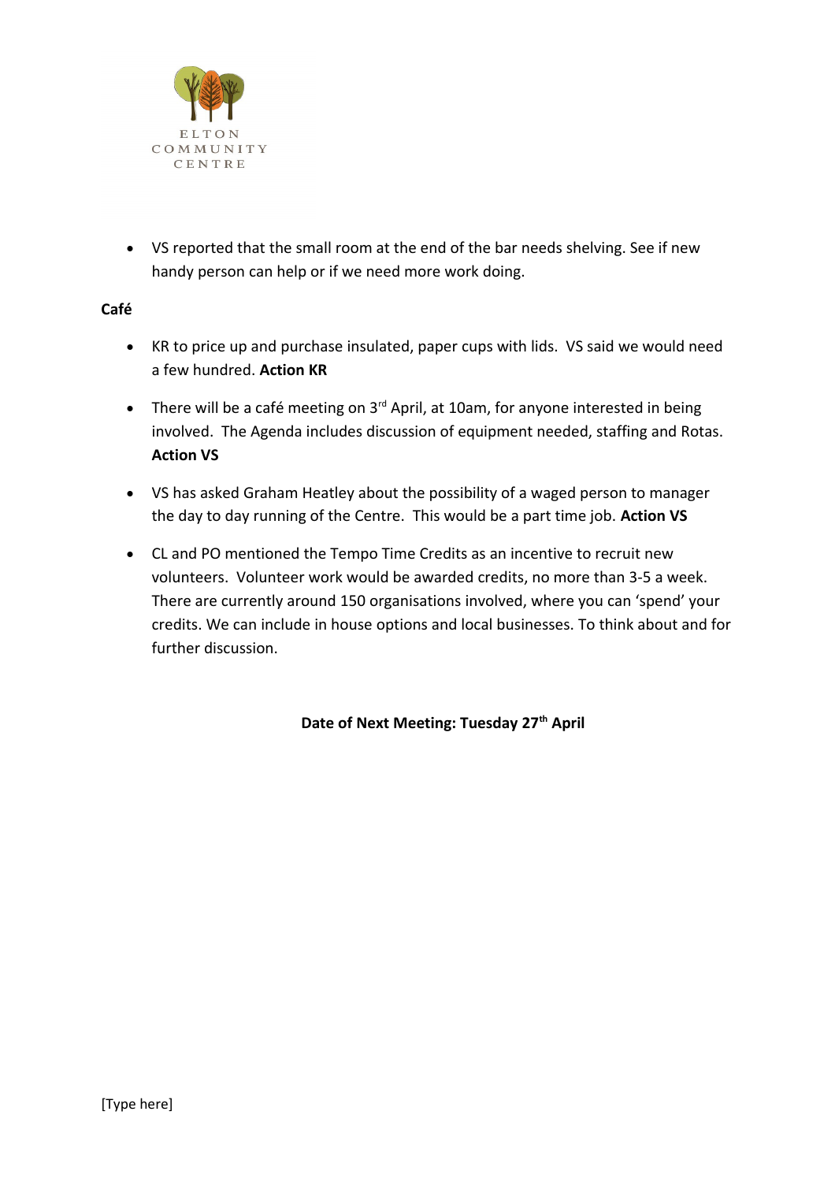- VS reported that the small room at the end of the bar needs shelving. See if new handy person can help or if we need more work doing.

**Café**

- KR to price up and purchase insulated, paper cups with lids. VS said we would need a few hundred. **Action KR**
- There will be a café meeting on 3rd April, at 10am, for anyone interested in being involved. The Agenda includes discussion of equipment needed, staffing and Rotas. **Action VS**
- VS has asked Graham Heatley about the possibility of a waged person to manager the day to day running of the Centre. This would be a part time job. **Action VS**
- CL and PO mentioned the Tempo Time Credits as an incentive to recruit new volunteers. Volunteer work would be awarded credits, no more than 3-5 a week. There are currently around 150 organisations involved, where you can 'spend' your credits. We can include in house options and local businesses. To think about and for further discussion.

**Date of Next Meeting: Tuesday 27th April**